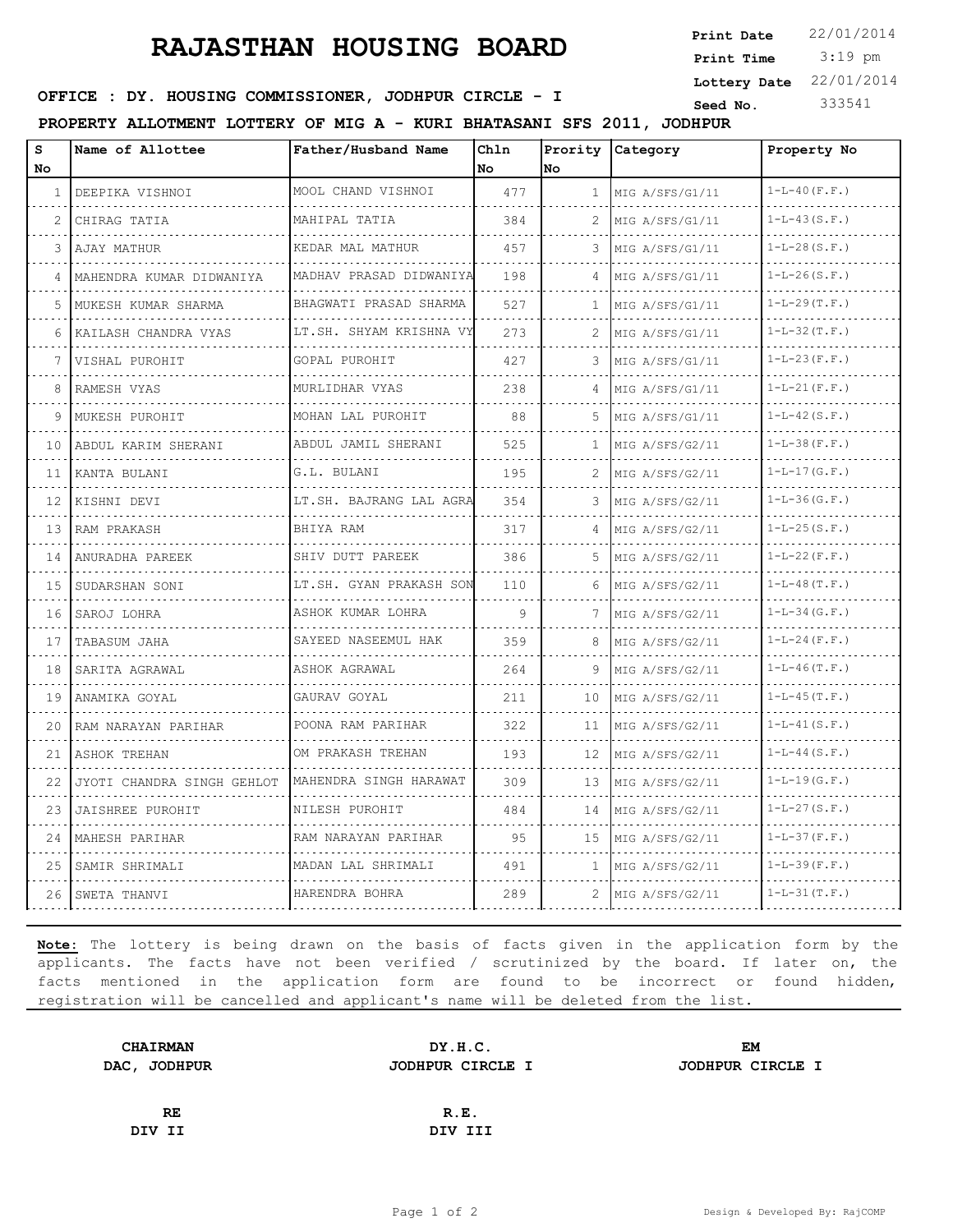# RAJASTHAN HOUSING BOARD

**Print Date** 22/01/2014
**Print Time** 3:19 pm
**Lottery Date** 22/01/2014
**Seed No.** 333541

**OFFICE : DY. HOUSING COMMISSIONER, JODHPUR CIRCLE - I**

**PROPERTY ALLOTMENT LOTTERY OF MIG A - KURI BHATASANI SFS 2011, JODHPUR**

| S No | Name of Allottee | Father/Husband Name | Chln No | Prority No | Category | Property No |
|---|---|---|---|---|---|---|
| 1 | DEEPIKA VISHNOI | MOOL CHAND VISHNOI | 477 | 1 | MIG A/SFS/G1/11 | 1-L-40(F.F.) |
| 2 | CHIRAG TATIA | MAHIPAL TATIA | 384 | 2 | MIG A/SFS/G1/11 | 1-L-43(S.F.) |
| 3 | AJAY MATHUR | KEDAR MAL MATHUR | 457 | 3 | MIG A/SFS/G1/11 | 1-L-28(S.F.) |
| 4 | MAHENDRA KUMAR DIDWANIYA | MADHAV PRASAD DIDWANIYA | 198 | 4 | MIG A/SFS/G1/11 | 1-L-26(S.F.) |
| 5 | MUKESH KUMAR SHARMA | BHAGWATI PRASAD SHARMA | 527 | 1 | MIG A/SFS/G1/11 | 1-L-29(T.F.) |
| 6 | KAILASH CHANDRA VYAS | LT.SH. SHYAM KRISHNA VY | 273 | 2 | MIG A/SFS/G1/11 | 1-L-32(T.F.) |
| 7 | VISHAL PUROHIT | GOPAL PUROHIT | 427 | 3 | MIG A/SFS/G1/11 | 1-L-23(F.F.) |
| 8 | RAMESH VYAS | MURLIDHAR VYAS | 238 | 4 | MIG A/SFS/G1/11 | 1-L-21(F.F.) |
| 9 | MUKESH PUROHIT | MOHAN LAL PUROHIT | 88 | 5 | MIG A/SFS/G1/11 | 1-L-42(S.F.) |
| 10 | ABDUL KARIM SHERANI | ABDUL JAMIL SHERANI | 525 | 1 | MIG A/SFS/G2/11 | 1-L-38(F.F.) |
| 11 | KANTA BULANI | G.L. BULANI | 195 | 2 | MIG A/SFS/G2/11 | 1-L-17(G.F.) |
| 12 | KISHNI DEVI | LT.SH. BAJRANG LAL AGRA | 354 | 3 | MIG A/SFS/G2/11 | 1-L-36(G.F.) |
| 13 | RAM PRAKASH | BHIYA RAM | 317 | 4 | MIG A/SFS/G2/11 | 1-L-25(S.F.) |
| 14 | ANURADHA PAREEK | SHIV DUTT PAREEK | 386 | 5 | MIG A/SFS/G2/11 | 1-L-22(F.F.) |
| 15 | SUDARSHAN SONI | LT.SH. GYAN PRAKASH SON | 110 | 6 | MIG A/SFS/G2/11 | 1-L-48(T.F.) |
| 16 | SAROJ LOHRA | ASHOK KUMAR LOHRA | 9 | 7 | MIG A/SFS/G2/11 | 1-L-34(G.F.) |
| 17 | TABASUM JAHA | SAYEED NASEEMUL HAK | 359 | 8 | MIG A/SFS/G2/11 | 1-L-24(F.F.) |
| 18 | SARITA AGRAWAL | ASHOK AGRAWAL | 264 | 9 | MIG A/SFS/G2/11 | 1-L-46(T.F.) |
| 19 | ANAMIKA GOYAL | GAURAV GOYAL | 211 | 10 | MIG A/SFS/G2/11 | 1-L-45(T.F.) |
| 20 | RAM NARAYAN PARIHAR | POONA RAM PARIHAR | 322 | 11 | MIG A/SFS/G2/11 | 1-L-41(S.F.) |
| 21 | ASHOK TREHAN | OM PRAKASH TREHAN | 193 | 12 | MIG A/SFS/G2/11 | 1-L-44(S.F.) |
| 22 | JYOTI CHANDRA SINGH GEHLOT | MAHENDRA SINGH HARAWAT | 309 | 13 | MIG A/SFS/G2/11 | 1-L-19(G.F.) |
| 23 | JAISHREE PUROHIT | NILESH PUROHIT | 484 | 14 | MIG A/SFS/G2/11 | 1-L-27(S.F.) |
| 24 | MAHESH PARIHAR | RAM NARAYAN PARIHAR | 95 | 15 | MIG A/SFS/G2/11 | 1-L-37(F.F.) |
| 25 | SAMIR SHRIMALI | MADAN LAL SHRIMALI | 491 | 1 | MIG A/SFS/G2/11 | 1-L-39(F.F.) |
| 26 | SWETA THANVI | HARENDRA BOHRA | 289 | 2 | MIG A/SFS/G2/11 | 1-L-31(T.F.) |

**Note:** The lottery is being drawn on the basis of facts given in the application form by the applicants. The facts have not been verified / scrutinized by the board. If later on, the facts mentioned in the application form are found to be incorrect or found hidden, registration will be cancelled and applicant's name will be deleted from the list.

**CHAIRMAN**
**DAC, JODHPUR**

**DY.H.C.**
**JODHPUR CIRCLE I**

**EM**
**JODHPUR CIRCLE I**

**RE**
**DIV II**

**R.E.**
**DIV III**

Design & Developed By: RajCOMP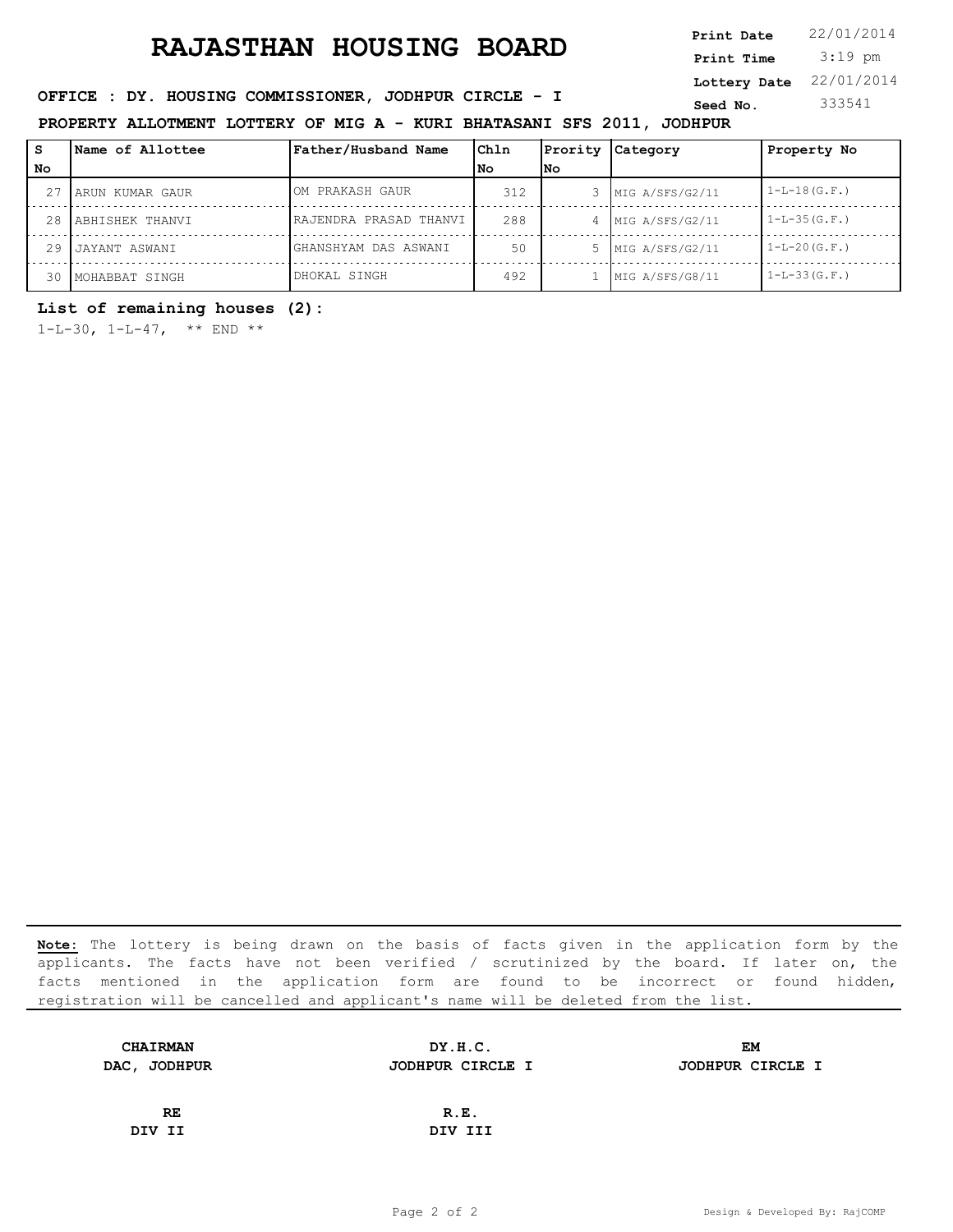# RAJASTHAN HOUSING BOARD

**Print Date** 22/01/2014
**Print Time** 3:19 pm
**Lottery Date** 22/01/2014
**Seed No.** 333541

**OFFICE : DY. HOUSING COMMISSIONER, JODHPUR CIRCLE - I**

**PROPERTY ALLOTMENT LOTTERY OF MIG A - KURI BHATASANI SFS 2011, JODHPUR**

| S No | Name of Allottee | Father/Husband Name | Chln No | Prority No | Category | Property No |
|---|---|---|---|---|---|---|
| 27 | ARUN KUMAR GAUR | OM PRAKASH GAUR | 312 | 3 | MIG A/SFS/G2/11 | 1-L-18(G.F.) |
| 28 | ABHISHEK THANVI | RAJENDRA PRASAD THANVI | 288 | 4 | MIG A/SFS/G2/11 | 1-L-35(G.F.) |
| 29 | JAYANT ASWANI | GHANSHYAM DAS ASWANI | 50 | 5 | MIG A/SFS/G2/11 | 1-L-20(G.F.) |
| 30 | MOHABBAT SINGH | DHOKAL SINGH | 492 | 1 | MIG A/SFS/G8/11 | 1-L-33(G.F.) |

**List of remaining houses (2):**

1-L-30, 1-L-47, ** END **

**Note:** The lottery is being drawn on the basis of facts given in the application form by the applicants. The facts have not been verified / scrutinized by the board. If later on, the facts mentioned in the application form are found to be incorrect or found hidden, registration will be cancelled and applicant's name will be deleted from the list.

**CHAIRMAN**
**DAC, JODHPUR**

**DY.H.C.**
**JODHPUR CIRCLE I**

**EM**
**JODHPUR CIRCLE I**

**RE**
**DIV II**

**R.E.**
**DIV III**

Design & Developed By: RajCOMP